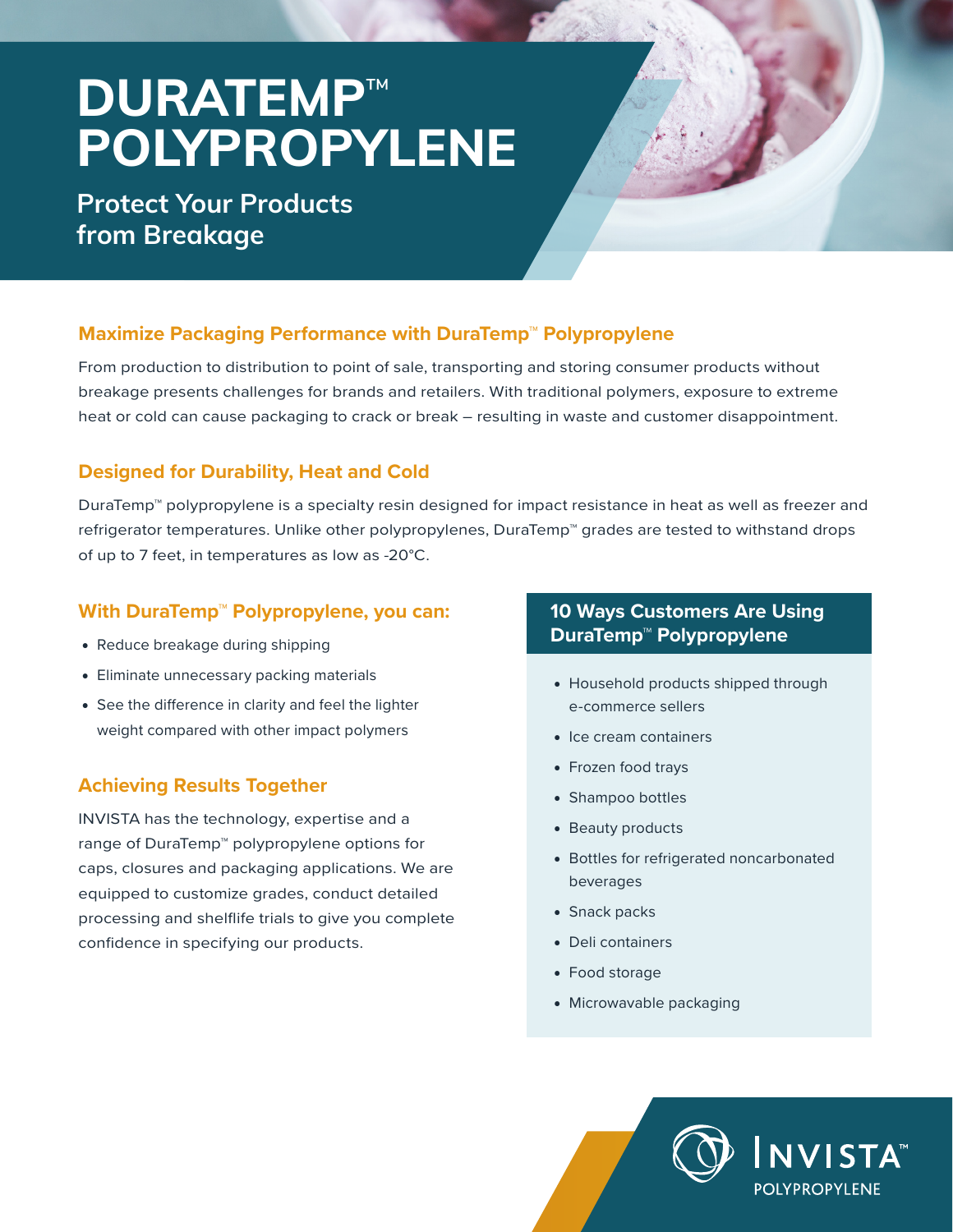# DURATEMP™ POLYPROPYLENE

## Protect Your Products from Breakage

### Maximize Packaging Performance with DuraTemp™ Polypropylene

From production to distribution to point of sale, transporting and storing consumer products without breakage presents challenges for brands and retailers. With traditional polymers, exposure to extreme heat or cold can cause packaging to crack or break – resulting in waste and customer disappointment.

### Designed for Durability, Heat and Cold

DuraTemp™ polypropylene is a specialty resin designed for impact resistance in heat as well as freezer and refrigerator temperatures. Unlike other polypropylenes, DuraTemp™ grades are tested to withstand drops of up to 7 feet, in temperatures as low as -20°C.

### With DuraTemp™ Polypropylene, you can:

- Reduce breakage during shipping
- Eliminate unnecessary packing materials
- See the difference in clarity and feel the lighter weight compared with other impact polymers

### Achieving Results Together

INVISTA has the technology, expertise and a range of DuraTemp™ polypropylene options for caps, closures and packaging applications. We are equipped to customize grades, conduct detailed processing and shelflife trials to give you complete confidence in specifying our products.

### 10 Ways Customers Are Using DuraTemp™ Polypropylene

- Household products shipped through e-commerce sellers
- Ice cream containers
- Frozen food trays
- Shampoo bottles
- Beauty products
- Bottles for refrigerated noncarbonated beverages
- Snack packs
- Deli containers
- Food storage
- Microwavable packaging

INVISTA™ POLYPROPYLENE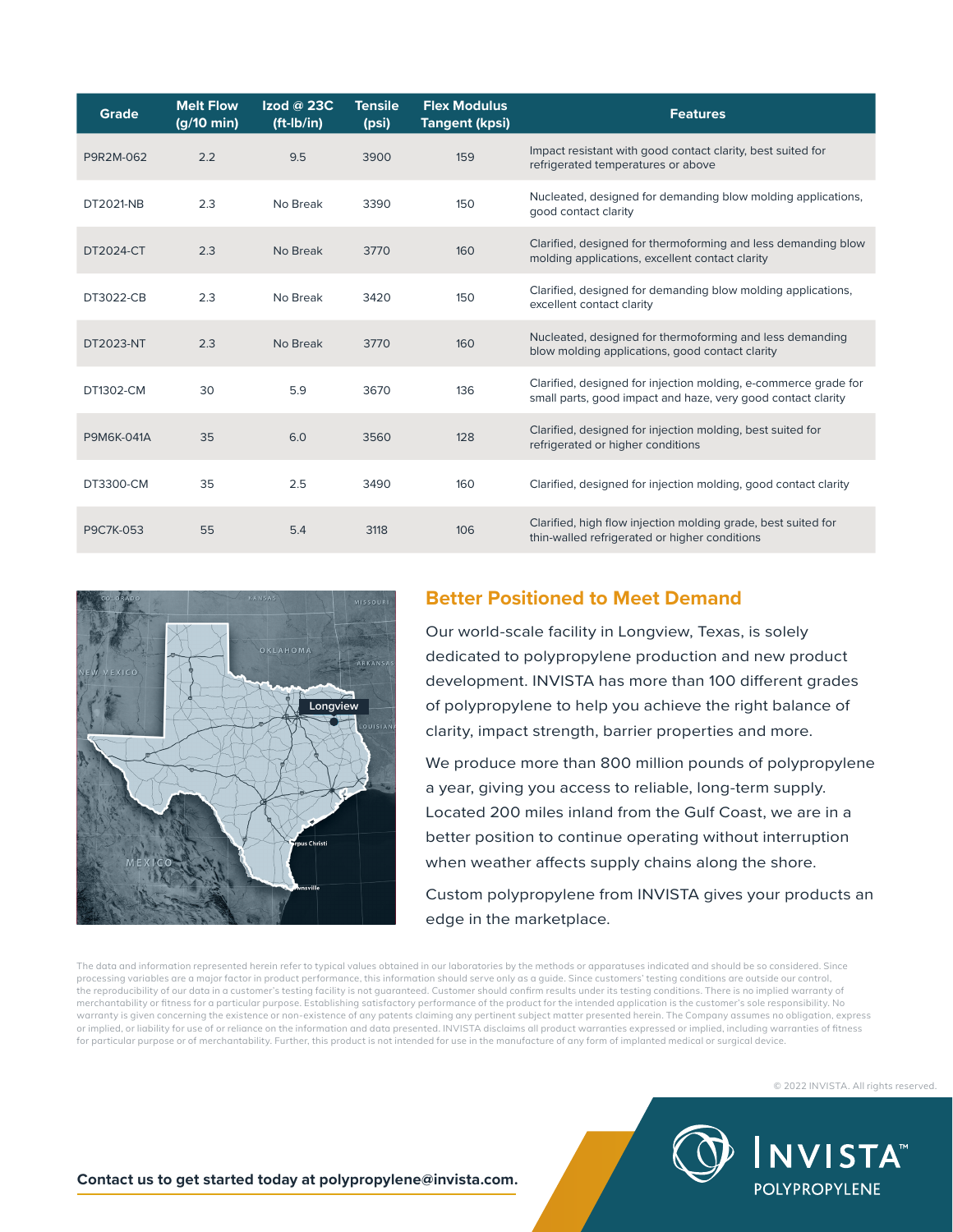| Grade | Melt Flow (g/10 min) | Izod @ 23C (ft-lb/in) | Tensile (psi) | Flex Modulus Tangent (kpsi) | Features |
|---|---|---|---|---|---|
| P9R2M-062 | 2.2 | 9.5 | 3900 | 159 | Impact resistant with good contact clarity, best suited for refrigerated temperatures or above |
| DT2021-NB | 2.3 | No Break | 3390 | 150 | Nucleated, designed for demanding blow molding applications, good contact clarity |
| DT2024-CT | 2.3 | No Break | 3770 | 160 | Clarified, designed for thermoforming and less demanding blow molding applications, excellent contact clarity |
| DT3022-CB | 2.3 | No Break | 3420 | 150 | Clarified, designed for demanding blow molding applications, excellent contact clarity |
| DT2023-NT | 2.3 | No Break | 3770 | 160 | Nucleated, designed for thermoforming and less demanding blow molding applications, good contact clarity |
| DT1302-CM | 30 | 5.9 | 3670 | 136 | Clarified, designed for injection molding, e-commerce grade for small parts, good impact and haze, very good contact clarity |
| P9M6K-041A | 35 | 6.0 | 3560 | 128 | Clarified, designed for injection molding, best suited for refrigerated or higher conditions |
| DT3300-CM | 35 | 2.5 | 3490 | 160 | Clarified, designed for injection molding, good contact clarity |
| P9C7K-053 | 55 | 5.4 | 3118 | 106 | Clarified, high flow injection molding grade, best suited for thin-walled refrigerated or higher conditions |

## Better Positioned to Meet Demand

Our world-scale facility in Longview, Texas, is solely dedicated to polypropylene production and new product development. INVISTA has more than 100 different grades of polypropylene to help you achieve the right balance of clarity, impact strength, barrier properties and more.

We produce more than 800 million pounds of polypropylene a year, giving you access to reliable, long-term supply. Located 200 miles inland from the Gulf Coast, we are in a better position to continue operating without interruption when weather affects supply chains along the shore.

Custom polypropylene from INVISTA gives your products an edge in the marketplace.

The data and information represented herein refer to typical values obtained in our laboratories by the methods or apparatuses indicated and should be so considered. Since processing variables are a major factor in product performance, this information should serve only as a guide. Since customers' testing conditions are outside our control, the reproducibility of our data in a customer's testing facility is not guaranteed. Customer should confirm results under its testing conditions. There is no implied warranty of merchantability or fitness for a particular purpose. Establishing satisfactory performance of the product for the intended application is the customer's sole responsibility. No warranty is given concerning the existence or non-existence of any patents claiming any pertinent subject matter presented herein. The Company assumes no obligation, express or implied, or liability for use of or reliance on the information and data presented. INVISTA disclaims all product warranties expressed or implied, including warranties of fitness for particular purpose or of merchantability. Further, this product is not intended for use in the manufacture of any form of implanted medical or surgical device.

© 2022 INVISTA. All rights reserved.

**Contact us to get started today at polypropylene@invista.com.**

INVISTA™ POLYPROPYLENE